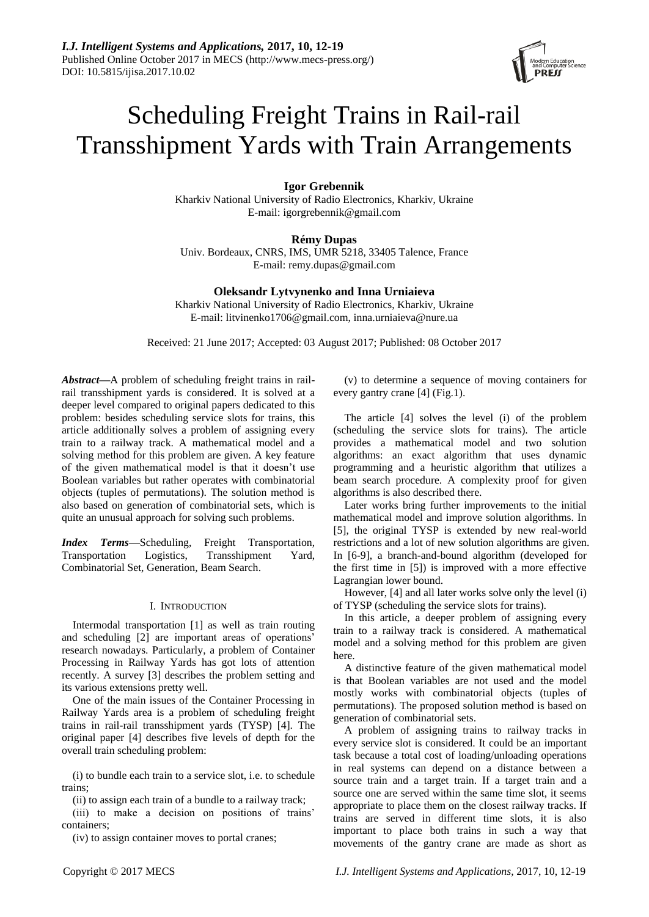# Scheduling Freight Trains in Rail-rail Transshipment Yards with Train Arrangements

**Igor Grebennik**
Kharkiv National University of Radio Electronics, Kharkiv, Ukraine
E-mail: igorgrebennik@gmail.com

**Rémy Dupas**
Univ. Bordeaux, CNRS, IMS, UMR 5218, 33405 Talence, France
E-mail: remy.dupas@gmail.com

**Oleksandr Lytvynenko and Inna Urniaieva**
Kharkiv National University of Radio Electronics, Kharkiv, Ukraine
E-mail: litvinenko1706@gmail.com, inna.urniaieva@nure.ua

Received: 21 June 2017; Accepted: 03 August 2017; Published: 08 October 2017

***Abstract*—**A problem of scheduling freight trains in rail-rail transshipment yards is considered. It is solved at a deeper level compared to original papers dedicated to this problem: besides scheduling service slots for trains, this article additionally solves a problem of assigning every train to a railway track. A mathematical model and a solving method for this problem are given. A key feature of the given mathematical model is that it doesn't use Boolean variables but rather operates with combinatorial objects (tuples of permutations). The solution method is also based on generation of combinatorial sets, which is quite an unusual approach for solving such problems.

***Index Terms*—**Scheduling, Freight Transportation, Transportation Logistics, Transshipment Yard, Combinatorial Set, Generation, Beam Search.

## I. Introduction

Intermodal transportation [1] as well as train routing and scheduling [2] are important areas of operations' research nowadays. Particularly, a problem of Container Processing in Railway Yards has got lots of attention recently. A survey [3] describes the problem setting and its various extensions pretty well.

One of the main issues of the Container Processing in Railway Yards area is a problem of scheduling freight trains in rail-rail transshipment yards (TYSP) [4]. The original paper [4] describes five levels of depth for the overall train scheduling problem:

(i) to bundle each train to a service slot, i.e. to schedule trains;

(ii) to assign each train of a bundle to a railway track;

(iii) to make a decision on positions of trains' containers;

(iv) to assign container moves to portal cranes;

(v) to determine a sequence of moving containers for every gantry crane [4] (Fig.1).

The article [4] solves the level (i) of the problem (scheduling the service slots for trains). The article provides a mathematical model and two solution algorithms: an exact algorithm that uses dynamic programming and a heuristic algorithm that utilizes a beam search procedure. A complexity proof for given algorithms is also described there.

Later works bring further improvements to the initial mathematical model and improve solution algorithms. In [5], the original TYSP is extended by new real-world restrictions and a lot of new solution algorithms are given. In [6-9], a branch-and-bound algorithm (developed for the first time in [5]) is improved with a more effective Lagrangian lower bound.

However, [4] and all later works solve only the level (i) of TYSP (scheduling the service slots for trains).

In this article, a deeper problem of assigning every train to a railway track is considered. A mathematical model and a solving method for this problem are given here.

A distinctive feature of the given mathematical model is that Boolean variables are not used and the model mostly works with combinatorial objects (tuples of permutations). The proposed solution method is based on generation of combinatorial sets.

A problem of assigning trains to railway tracks in every service slot is considered. It could be an important task because a total cost of loading/unloading operations in real systems can depend on a distance between a source train and a target train. If a target train and a source one are served within the same time slot, it seems appropriate to place them on the closest railway tracks. If trains are served in different time slots, it is also important to place both trains in such a way that movements of the gantry crane are made as short as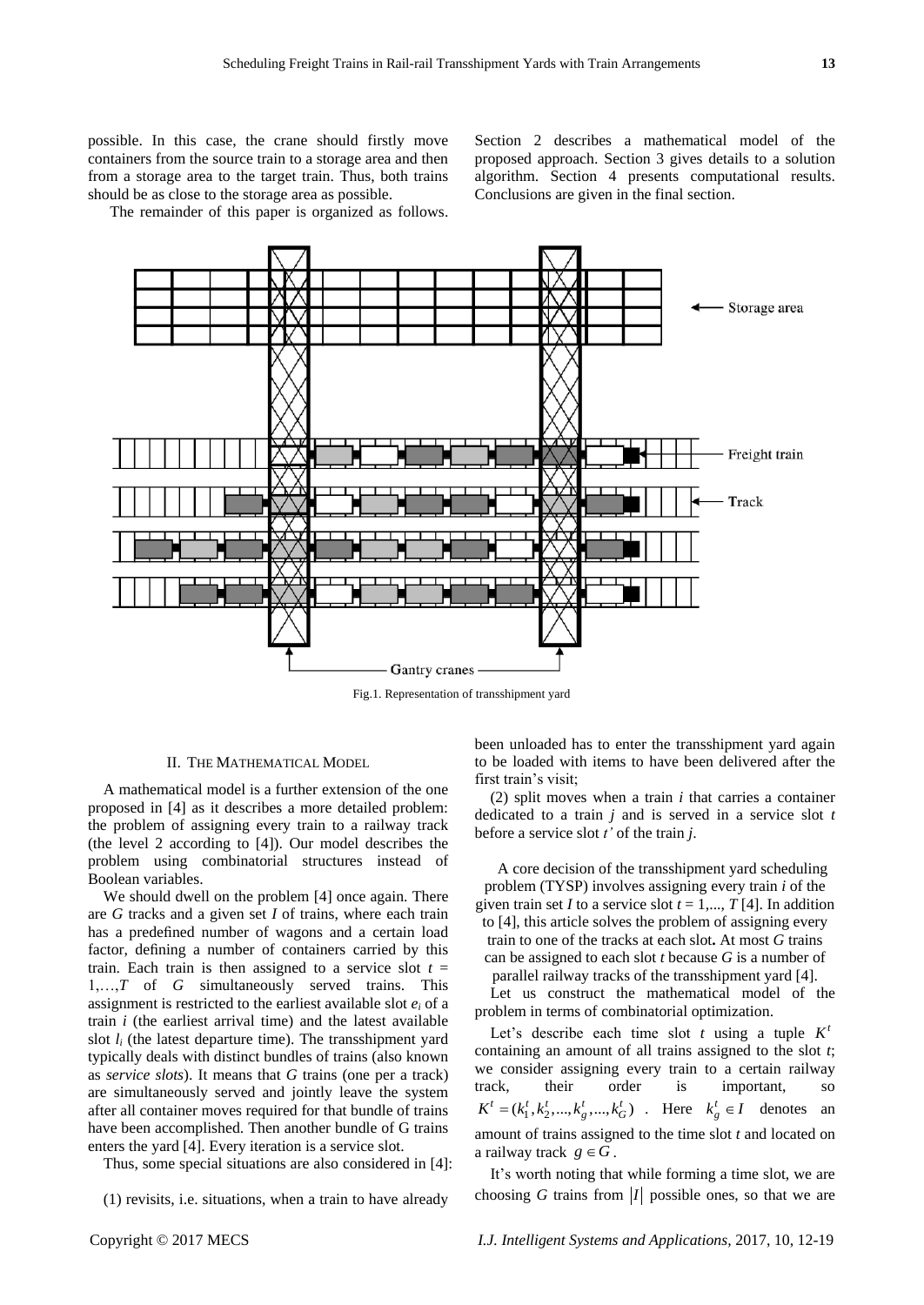possible. In this case, the crane should firstly move containers from the source train to a storage area and then from a storage area to the target train. Thus, both trains should be as close to the storage area as possible.

The remainder of this paper is organized as follows. Section 2 describes a mathematical model of the proposed approach. Section 3 gives details to a solution algorithm. Section 4 presents computational results. Conclusions are given in the final section.

Fig.1. Representation of transshipment yard

## II. THE MATHEMATICAL MODEL

A mathematical model is a further extension of the one proposed in [4] as it describes a more detailed problem: the problem of assigning every train to a railway track (the level 2 according to [4]). Our model describes the problem using combinatorial structures instead of Boolean variables.

We should dwell on the problem [4] once again. There are $G$ tracks and a given set $I$ of trains, where each train has a predefined number of wagons and a certain load factor, defining a number of containers carried by this train. Each train is then assigned to a service slot $t = 1,\ldots,T$ of $G$ simultaneously served trains. This assignment is restricted to the earliest available slot $e_i$ of a train $i$ (the earliest arrival time) and the latest available slot $l_i$ (the latest departure time). The transshipment yard typically deals with distinct bundles of trains (also known as *service slots*). It means that $G$ trains (one per a track) are simultaneously served and jointly leave the system after all container moves required for that bundle of trains have been accomplished. Then another bundle of G trains enters the yard [4]. Every iteration is a service slot.

Thus, some special situations are also considered in [4]:

(1) revisits, i.e. situations, when a train to have already been unloaded has to enter the transshipment yard again to be loaded with items to have been delivered after the first train's visit;

(2) split moves when a train $i$ that carries a container dedicated to a train $j$ and is served in a service slot $t$ before a service slot $t'$ of the train $j$.

A core decision of the transshipment yard scheduling problem (TYSP) involves assigning every train $i$ of the given train set $I$ to a service slot $t = 1,..., T$ [4]. In addition to [4], this article solves the problem of assigning every train to one of the tracks at each slot**.** At most $G$ trains can be assigned to each slot $t$ because $G$ is a number of parallel railway tracks of the transshipment yard [4].

Let us construct the mathematical model of the problem in terms of combinatorial optimization.

Let's describe each time slot $t$ using a tuple $K^t$ containing an amount of all trains assigned to the slot $t$; we consider assigning every train to a certain railway track, their order is important, so $K^t = (k_1^t, k_2^t, ..., k_g^t, ..., k_G^t)$ . Here $k_g^t \in I$ denotes an amount of trains assigned to the time slot $t$ and located on a railway track $g \in G$ .

It's worth noting that while forming a time slot, we are choosing $G$ trains from $|I|$ possible ones, so that we are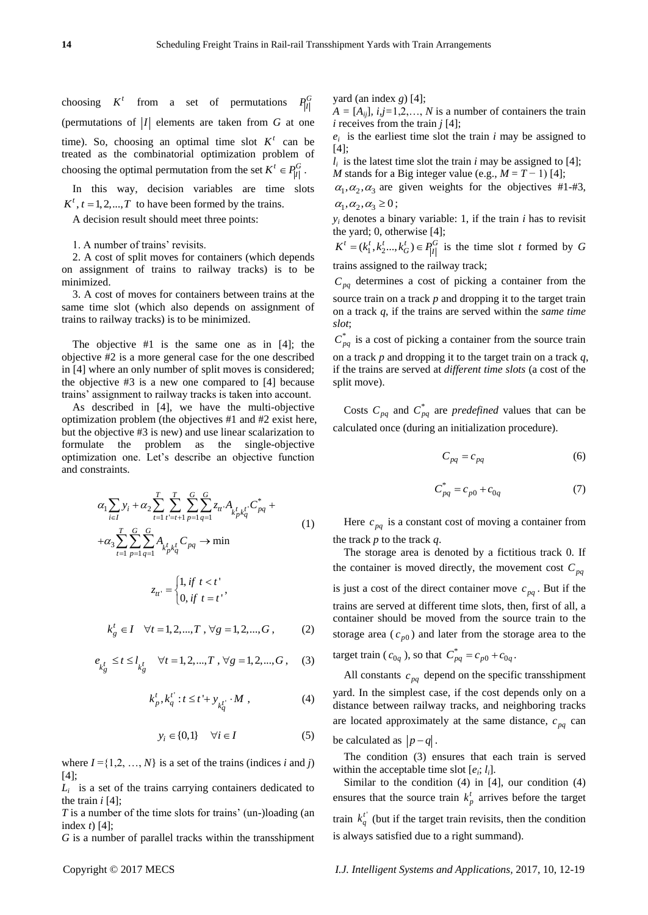choosing $K^t$ from a set of permutations $P_{|I|}^G$ (permutations of $|I|$ elements are taken from $G$ at one time). So, choosing an optimal time slot $K^t$ can be treated as the combinatorial optimization problem of choosing the optimal permutation from the set $K^t \in P_{|I|}^G$.

In this way, decision variables are time slots $K^t, t = 1, 2, ..., T$ to have been formed by the trains.

A decision result should meet three points:

1. A number of trains' revisits.
2. A cost of split moves for containers (which depends on assignment of trains to railway tracks) is to be minimized.
3. A cost of moves for containers between trains at the same time slot (which also depends on assignment of trains to railway tracks) is to be minimized.

The objective #1 is the same one as in [4]; the objective #2 is a more general case for the one described in [4] where an only number of split moves is considered; the objective #3 is a new one compared to [4] because trains' assignment to railway tracks is taken into account.

As described in [4], we have the multi-objective optimization problem (the objectives #1 and #2 exist here, but the objective #3 is new) and use linear scalarization to formulate the problem as the single-objective optimization one. Let's describe an objective function and constraints.

$$\alpha_1 \sum_{i \in I} y_i + \alpha_2 \sum_{t=1}^{T} \sum_{t'=t+1}^{T} \sum_{p=1}^{G} \sum_{q=1}^{G} z_{tt'} A_{k_p^t k_q^{t'}} C_{pq}^* + \alpha_3 \sum_{t=1}^{T} \sum_{p=1}^{G} \sum_{q=1}^{G} A_{k_p^t k_q^t} C_{pq} \to \min \tag{1}$$

$$z_{tt'} = \begin{cases} 1, \text{if } t < t' \\ 0, \text{if } t = t' \end{cases},$$

$$k_g^t \in I \quad \forall t = 1, 2, ..., T, \forall g = 1, 2, ..., G, \tag{2}$$

$$e_{k_g^t} \le t \le l_{k_g^t} \quad \forall t = 1, 2, ..., T, \forall g = 1, 2, ..., G, \tag{3}$$

$$k_p^t, k_q^{t'} : t \le t' + y_{k_q^{t'}} \cdot M, \tag{4}$$

$$y_i \in \{0, 1\} \quad \forall i \in I \tag{5}$$

where $I = \{1, 2, \ldots, N\}$ is a set of the trains (indices $i$ and $j$) [4];

$L_i$ is a set of the trains carrying containers dedicated to the train $i$ [4];

$T$ is a number of the time slots for trains' (un-)loading (an index $t$) [4];

$G$ is a number of parallel tracks within the transshipment yard (an index $g$) [4];

$A = [A_{ij}]$, $i,j = 1, 2, \ldots, N$ is a number of containers the train $i$ receives from the train $j$ [4];

$e_i$ is the earliest time slot the train $i$ may be assigned to [4];

$l_i$ is the latest time slot the train $i$ may be assigned to [4];

$M$ stands for a Big integer value (e.g., $M = T - 1$) [4];

$\alpha_1, \alpha_2, \alpha_3$ are given weights for the objectives #1-#3, $\alpha_1, \alpha_2, \alpha_3 \ge 0$;

$y_i$ denotes a binary variable: 1, if the train $i$ has to revisit the yard; 0, otherwise [4];

$K^t = (k_1^t, k_2^t ..., k_G^t) \in P_{|I|}^G$ is the time slot $t$ formed by $G$ trains assigned to the railway track;

$C_{pq}$ determines a cost of picking a container from the source train on a track $p$ and dropping it to the target train on a track $q$, if the trains are served within the *same time slot*;

$C_{pq}^*$ is a cost of picking a container from the source train on a track $p$ and dropping it to the target train on a track $q$, if the trains are served at *different time slots* (a cost of the split move).

Costs $C_{pq}$ and $C_{pq}^*$ are *predefined* values that can be calculated once (during an initialization procedure).

$$C_{pq} = c_{pq} \tag{6}$$

$$C_{pq}^* = c_{p0} + c_{0q} \tag{7}$$

Here $c_{pq}$ is a constant cost of moving a container from the track $p$ to the track $q$.

The storage area is denoted by a fictitious track 0. If the container is moved directly, the movement cost $C_{pq}$ is just a cost of the direct container move $c_{pq}$. But if the trains are served at different time slots, then, first of all, a container should be moved from the source train to the storage area ($c_{p0}$) and later from the storage area to the target train ($c_{0q}$), so that $C_{pq}^* = c_{p0} + c_{0q}$.

All constants $c_{pq}$ depend on the specific transshipment yard. In the simplest case, if the cost depends only on a distance between railway tracks, and neighboring tracks are located approximately at the same distance, $c_{pq}$ can be calculated as $|p - q|$.

The condition (3) ensures that each train is served within the acceptable time slot $[e_i; l_i]$.

Similar to the condition (4) in [4], our condition (4) ensures that the source train $k_p^t$ arrives before the target train $k_q^{t'}$ (but if the target train revisits, then the condition is always satisfied due to a right summand).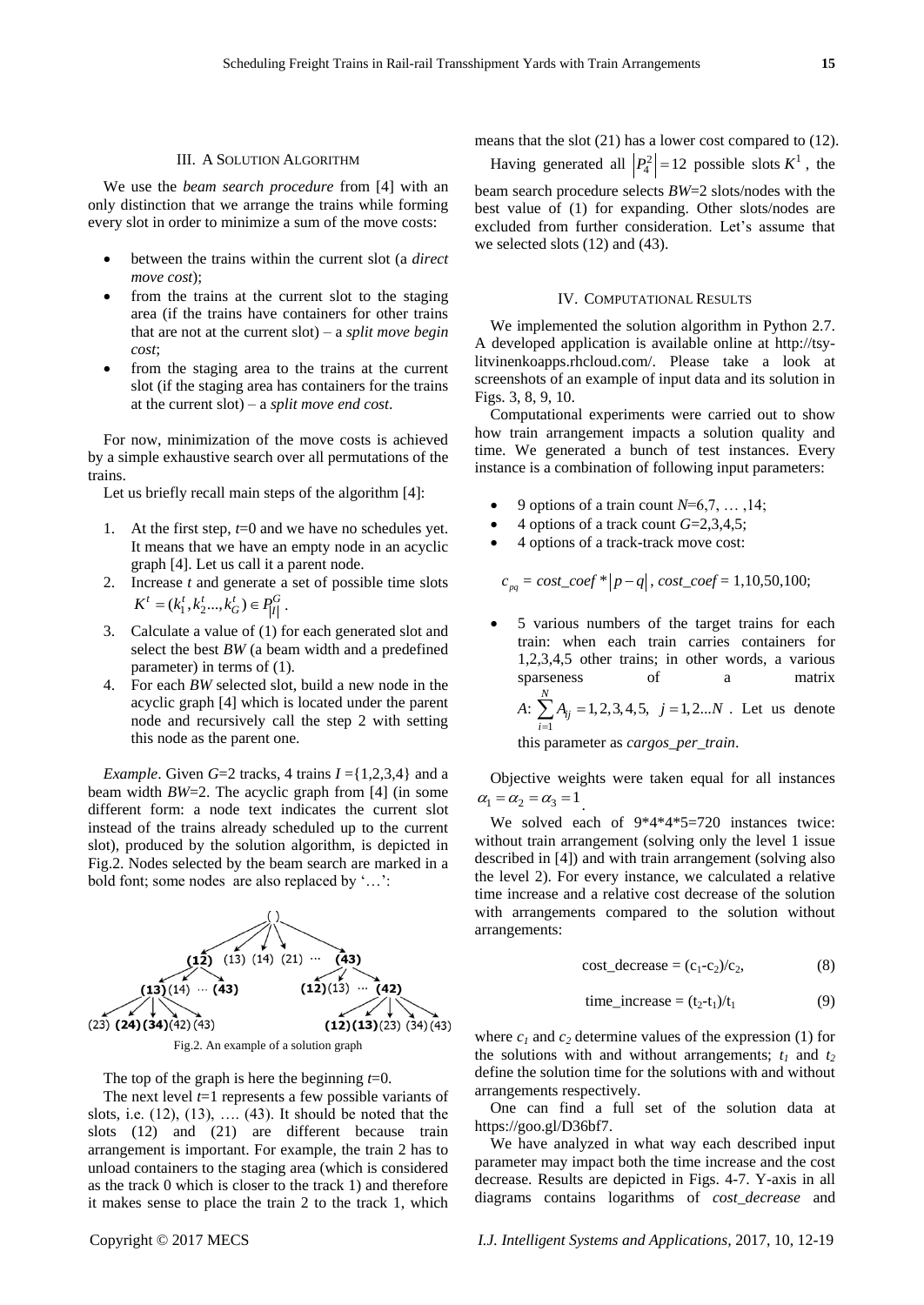## III. A Solution Algorithm

We use the *beam search procedure* from [4] with an only distinction that we arrange the trains while forming every slot in order to minimize a sum of the move costs:

- between the trains within the current slot (a *direct move cost*);
- from the trains at the current slot to the staging area (if the trains have containers for other trains that are not at the current slot) – a *split move begin cost*;
- from the staging area to the trains at the current slot (if the staging area has containers for the trains at the current slot) – a *split move end cost*.

For now, minimization of the move costs is achieved by a simple exhaustive search over all permutations of the trains.

Let us briefly recall main steps of the algorithm [4]:

1. At the first step, $t$=0 and we have no schedules yet. It means that we have an empty node in an acyclic graph [4]. Let us call it a parent node.
2. Increase $t$ and generate a set of possible time slots $K^t = (k_1^t, k_2^t ..., k_G^t) \in P_{|I|}^G$.
3. Calculate a value of (1) for each generated slot and select the best $BW$ (a beam width and a predefined parameter) in terms of (1).
4. For each $BW$ selected slot, build a new node in the acyclic graph [4] which is located under the parent node and recursively call the step 2 with setting this node as the parent one.

*Example*. Given $G$=2 tracks, 4 trains $I$ ={1,2,3,4} and a beam width $BW$=2. The acyclic graph from [4] (in some different form: a node text indicates the current slot instead of the trains already scheduled up to the current slot), produced by the solution algorithm, is depicted in Fig.2. Nodes selected by the beam search are marked in a bold font; some nodes are also replaced by '…':

Fig.2. An example of a solution graph

The top of the graph is here the beginning $t$=0.

The next level $t$=1 represents a few possible variants of slots, i.e. (12), (13), …. (43). It should be noted that the slots (12) and (21) are different because train arrangement is important. For example, the train 2 has to unload containers to the staging area (which is considered as the track 0 which is closer to the track 1) and therefore it makes sense to place the train 2 to the track 1, which means that the slot (21) has a lower cost compared to (12).

Having generated all $|P_4^2| = 12$ possible slots $K^1$, the beam search procedure selects $BW$=2 slots/nodes with the best value of (1) for expanding. Other slots/nodes are excluded from further consideration. Let's assume that we selected slots (12) and (43).

## IV. Computational Results

We implemented the solution algorithm in Python 2.7. A developed application is available online at http://tsy-litvinenkoapps.rhcloud.com/. Please take a look at screenshots of an example of input data and its solution in Figs. 3, 8, 9, 10.

Computational experiments were carried out to show how train arrangement impacts a solution quality and time. We generated a bunch of test instances. Every instance is a combination of following input parameters:

- 9 options of a train count $N$=6,7, … ,14;
- 4 options of a track count $G$=2,3,4,5;
- 4 options of a track-track move cost:

  $c_{pq} = cost\_coef * |p - q|$, $cost\_coef$ = 1,10,50,100;

- 5 various numbers of the target trains for each train: when each train carries containers for 1,2,3,4,5 other trains; in other words, a various sparseness of a matrix $A$: $\sum_{i=1}^{N} A_{ij} = 1,2,3,4,5, \ j = 1,2...N$. Let us denote this parameter as *cargos_per_train*.

Objective weights were taken equal for all instances $\alpha_1 = \alpha_2 = \alpha_3 = 1$.

We solved each of 9\*4\*4\*5=720 instances twice: without train arrangement (solving only the level 1 issue described in [4]) and with train arrangement (solving also the level 2). For every instance, we calculated a relative time increase and a relative cost decrease of the solution with arrangements compared to the solution without arrangements:

$$\text{cost\_decrease} = (c_1 - c_2)/c_2, \tag{8}$$

$$\text{time\_increase} = (t_2 - t_1)/t_1 \tag{9}$$

where $c_1$ and $c_2$ determine values of the expression (1) for the solutions with and without arrangements; $t_1$ and $t_2$ define the solution time for the solutions with and without arrangements respectively.

One can find a full set of the solution data at https://goo.gl/D36bf7.

We have analyzed in what way each described input parameter may impact both the time increase and the cost decrease. Results are depicted in Figs. 4-7. Y-axis in all diagrams contains logarithms of *cost_decrease* and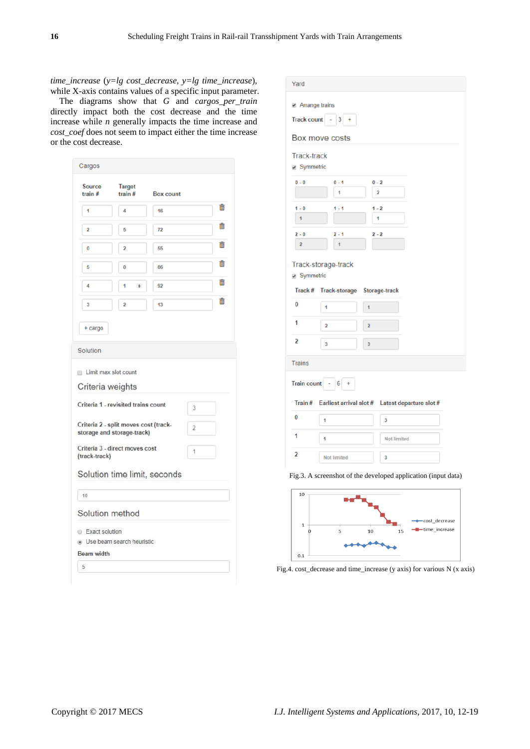*time_increase* (*y=lg cost_decrease*, *y=lg time_increase*), while X-axis contains values of a specific input parameter.

The diagrams show that *G* and *cargos_per_train* directly impact both the cost decrease and the time increase while *n* generally impacts the time increase and *cost_coef* does not seem to impact either the time increase or the cost decrease.

Fig.3. A screenshot of the developed application (input data)

Fig.4. cost_decrease and time_increase (y axis) for various N (x axis)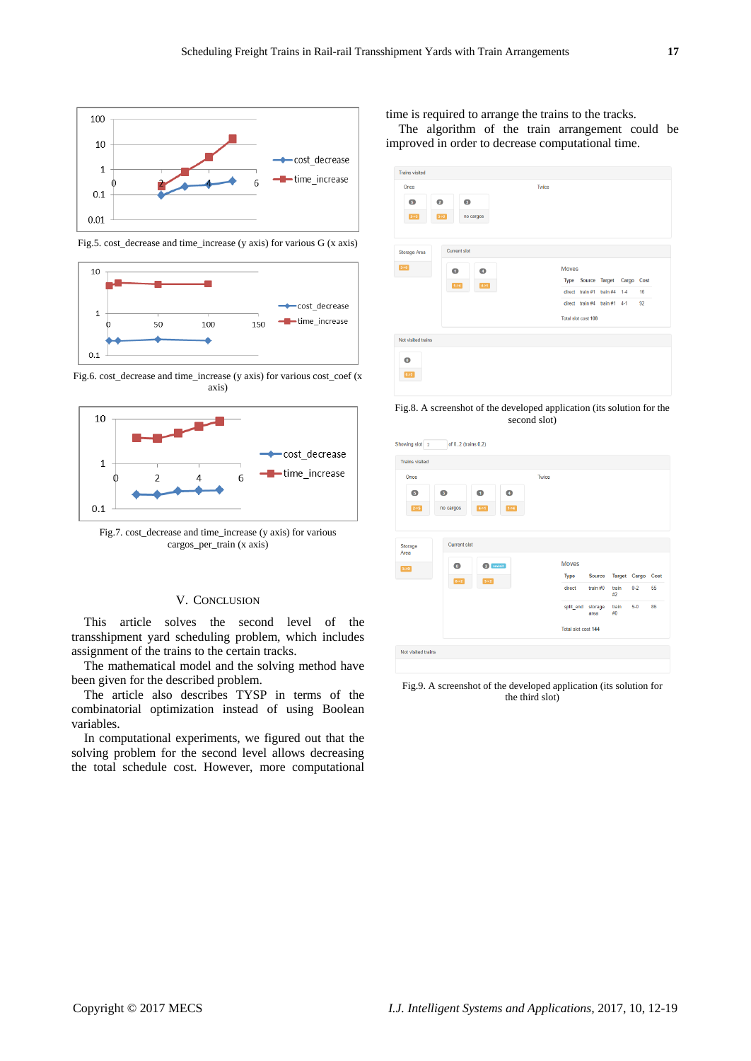Fig.5. cost_decrease and time_increase (y axis) for various G (x axis)

Fig.6. cost_decrease and time_increase (y axis) for various cost_coef (x axis)

Fig.7. cost_decrease and time_increase (y axis) for various cargos_per_train (x axis)

## V. Conclusion

This article solves the second level of the transshipment yard scheduling problem, which includes assignment of the trains to the certain tracks.

The mathematical model and the solving method have been given for the described problem.

The article also describes TYSP in terms of the combinatorial optimization instead of using Boolean variables.

In computational experiments, we figured out that the solving problem for the second level allows decreasing the total schedule cost. However, more computational time is required to arrange the trains to the tracks.

The algorithm of the train arrangement could be improved in order to decrease computational time.

Fig.8. A screenshot of the developed application (its solution for the second slot)

Fig.9. A screenshot of the developed application (its solution for the third slot)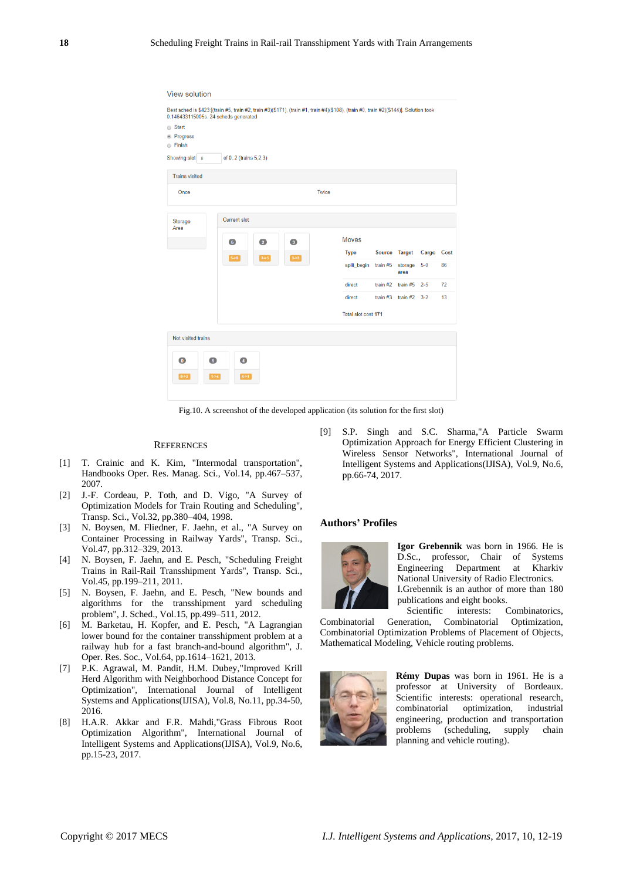Fig.10. A screenshot of the developed application (its solution for the first slot)

## REFERENCES

[1] T. Crainic and K. Kim, "Intermodal transportation", Handbooks Oper. Res. Manag. Sci., Vol.14, pp.467–537, 2007.

[2] J.-F. Cordeau, P. Toth, and D. Vigo, "A Survey of Optimization Models for Train Routing and Scheduling", Transp. Sci., Vol.32, pp.380–404, 1998.

[3] N. Boysen, M. Fliedner, F. Jaehn, et al., "A Survey on Container Processing in Railway Yards", Transp. Sci., Vol.47, pp.312–329, 2013.

[4] N. Boysen, F. Jaehn, and E. Pesch, "Scheduling Freight Trains in Rail-Rail Transshipment Yards", Transp. Sci., Vol.45, pp.199–211, 2011.

[5] N. Boysen, F. Jaehn, and E. Pesch, "New bounds and algorithms for the transshipment yard scheduling problem", J. Sched., Vol.15, pp.499–511, 2012.

[6] M. Barketau, H. Kopfer, and E. Pesch, "A Lagrangian lower bound for the container transshipment problem at a railway hub for a fast branch-and-bound algorithm", J. Oper. Res. Soc., Vol.64, pp.1614–1621, 2013.

[7] P.K. Agrawal, M. Pandit, H.M. Dubey,"Improved Krill Herd Algorithm with Neighborhood Distance Concept for Optimization", International Journal of Intelligent Systems and Applications(IJISA), Vol.8, No.11, pp.34-50, 2016.

[8] H.A.R. Akkar and F.R. Mahdi,"Grass Fibrous Root Optimization Algorithm", International Journal of Intelligent Systems and Applications(IJISA), Vol.9, No.6, pp.15-23, 2017.

[9] S.P. Singh and S.C. Sharma,"A Particle Swarm Optimization Approach for Energy Efficient Clustering in Wireless Sensor Networks", International Journal of Intelligent Systems and Applications(IJISA), Vol.9, No.6, pp.66-74, 2017.

## Authors' Profiles

**Igor Grebennik** was born in 1966. He is D.Sc., professor, Chair of Systems Engineering Department at Kharkiv National University of Radio Electronics. I.Grebennik is an author of more than 180 publications and eight books.
Scientific interests: Combinatorics, Combinatorial Generation, Combinatorial Optimization, Combinatorial Optimization Problems of Placement of Objects, Mathematical Modeling, Vehicle routing problems.

**Rémy Dupas** was born in 1961. He is a professor at University of Bordeaux. Scientific interests: operational research, combinatorial optimization, industrial engineering, production and transportation problems (scheduling, supply chain planning and vehicle routing).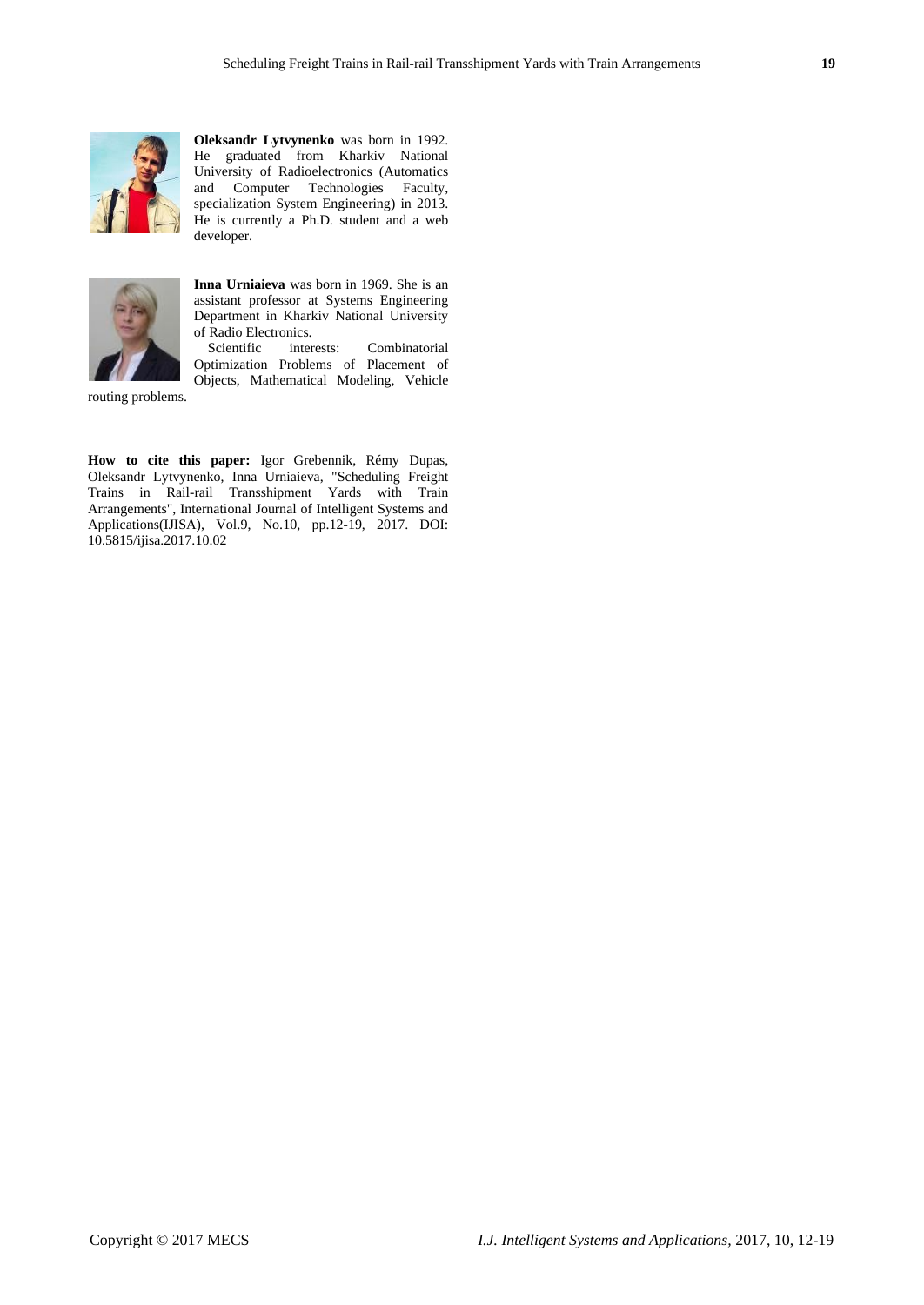**Oleksandr Lytvynenko** was born in 1992. He graduated from Kharkiv National University of Radioelectronics (Automatics and Computer Technologies Faculty, specialization System Engineering) in 2013. He is currently a Ph.D. student and a web developer.

**Inna Urniaieva** was born in 1969. She is an assistant professor at Systems Engineering Department in Kharkiv National University of Radio Electronics.

Scientific interests: Combinatorial Optimization Problems of Placement of Objects, Mathematical Modeling, Vehicle routing problems.

**How to cite this paper:** Igor Grebennik, Rémy Dupas, Oleksandr Lytvynenko, Inna Urniaieva, "Scheduling Freight Trains in Rail-rail Transshipment Yards with Train Arrangements", International Journal of Intelligent Systems and Applications(IJISA), Vol.9, No.10, pp.12-19, 2017. DOI: 10.5815/ijisa.2017.10.02